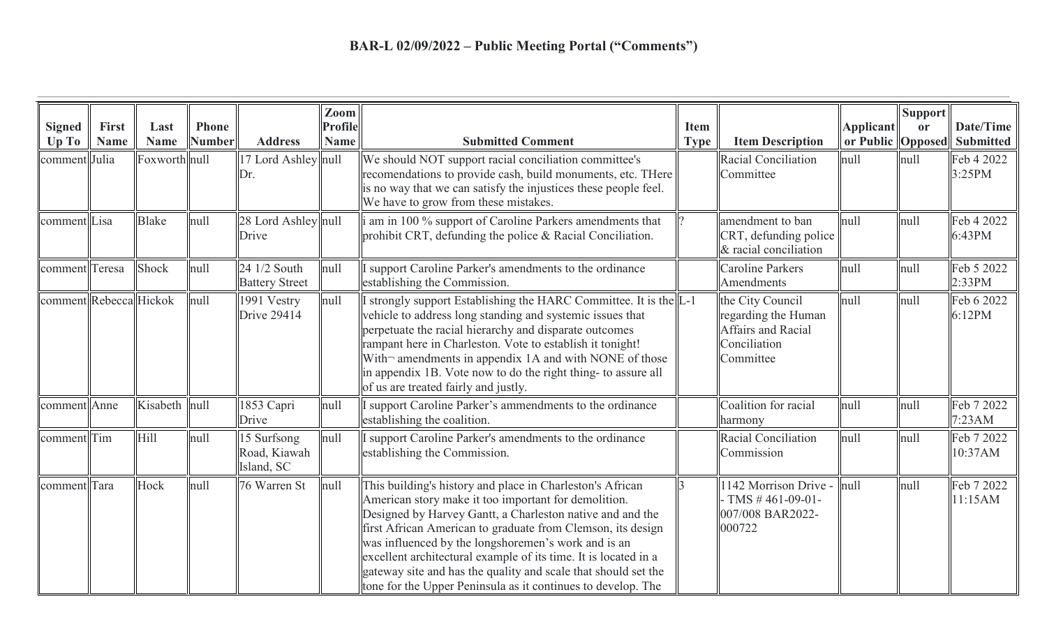# BAR-L 02/09/2022 – Public Meeting Portal ("Comments")

| Signed Up To | First Name | Last Name | Phone Number | Address | Zoom Profile Name | Submitted Comment | Item Type | Item Description | Applicant or Public | Support or Opposed | Date/Time Submitted |
|---|---|---|---|---|---|---|---|---|---|---|---|
| comment | Julia | Foxworth | null | 17 Lord Ashley Dr. | null | We should NOT support racial conciliation committee's recomendations to provide cash, build monuments, etc. THere is no way that we can satisfy the injustices these people feel. We have to grow from these mistakes. | | Racial Conciliation Committee | null | null | Feb 4 2022 3:25PM |
| comment | Lisa | Blake | null | 28 Lord Ashley Drive | null | i am in 100 % support of Caroline Parkers amendments that prohibit CRT, defunding the police & Racial Conciliation. | ? | amendment to ban CRT, defunding police & racial conciliation | null | null | Feb 4 2022 6:43PM |
| comment | Teresa | Shock | null | 24 1/2 South Battery Street | null | I support Caroline Parker's amendments to the ordinance establishing the Commission. | | Caroline Parkers Amendments | null | null | Feb 5 2022 2:33PM |
| comment | Rebecca | Hickok | null | 1991 Vestry Drive 29414 | null | I strongly support Establishing the HARC Committee. It is the vehicle to address long standing and systemic issues that perpetuate the racial hierarchy and disparate outcomes rampant here in Charleston. Vote to establish it tonight! With¬ amendments in appendix 1A and with NONE of those in appendix 1B. Vote now to do the right thing- to assure all of us are treated fairly and justly. | L-1 | the City Council regarding the Human Affairs and Racial Conciliation Committee | null | null | Feb 6 2022 6:12PM |
| comment | Anne | Kisabeth | null | 1853 Capri Drive | null | I support Caroline Parker's ammendments to the ordinance establishing the coalition. | | Coalition for racial harmony | null | null | Feb 7 2022 7:23AM |
| comment | Tim | Hill | null | 15 Surfsong Road, Kiawah Island, SC | null | I support Caroline Parker's amendments to the ordinance establishing the Commission. | | Racial Conciliation Commission | null | null | Feb 7 2022 10:37AM |
| comment | Tara | Hock | null | 76 Warren St | null | This building's history and place in Charleston's African American story make it too important for demolition. Designed by Harvey Gantt, a Charleston native and the first African American to graduate from Clemson, its design was influenced by the longshoremen's work and is an excellent architectural example of its time. It is located in a gateway site and has the quality and scale that should set the tone for the Upper Peninsula as it continues to develop. The | 3 | 1142 Morrison Drive - - TMS # 461-09-01-007/008 BAR2022-000722 | null | null | Feb 7 2022 11:15AM |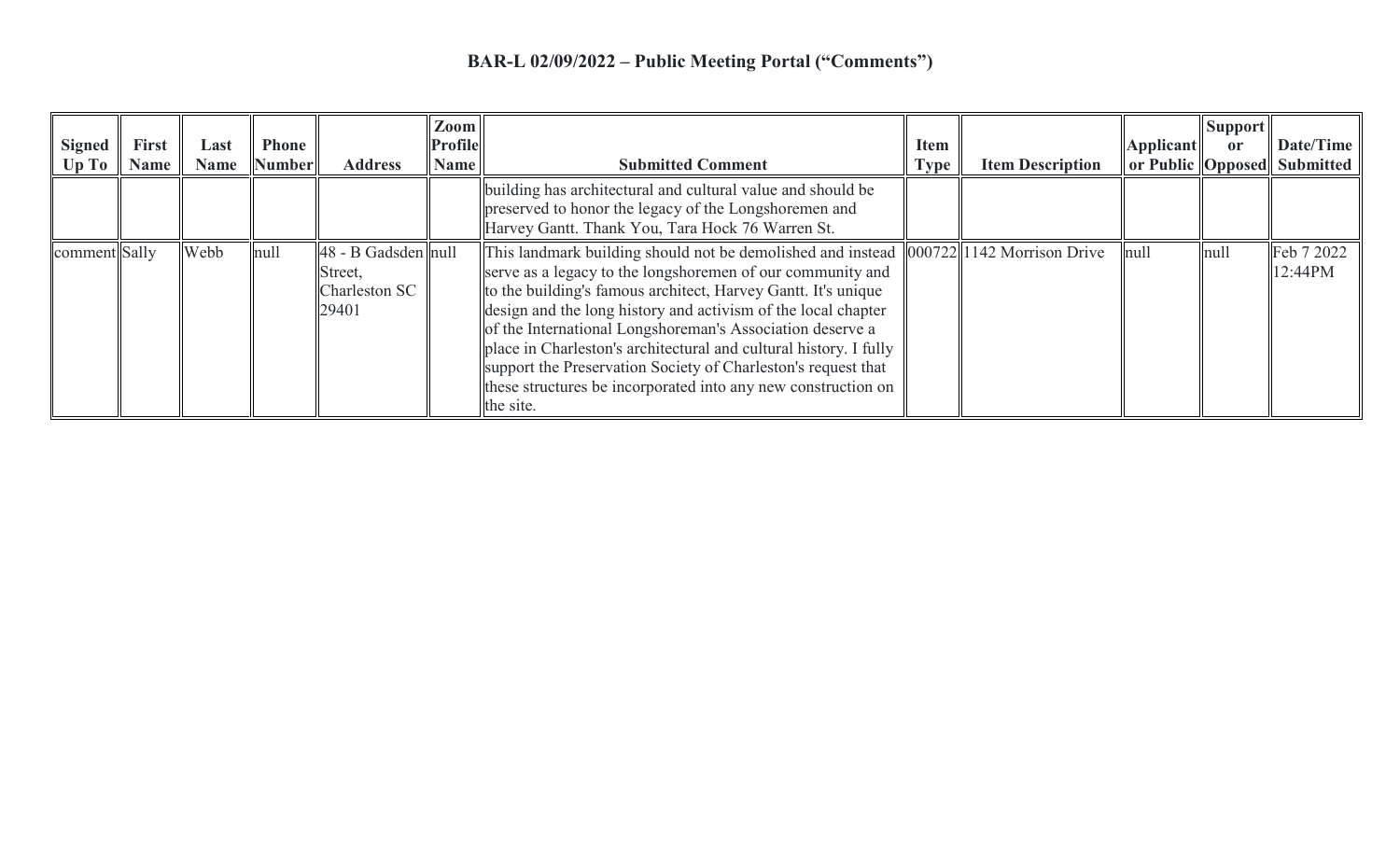## BAR-L 02/09/2022 – Public Meeting Portal ("Comments")

| Signed Up To | First Name | Last Name | Phone Number | Address | Zoom Profile Name | Submitted Comment | Item Type | Item Description | Applicant or Public | Support or Opposed | Date/Time Submitted |
|---|---|---|---|---|---|---|---|---|---|---|---|
| | | | | | | building has architectural and cultural value and should be preserved to honor the legacy of the Longshoremen and Harvey Gantt. Thank You, Tara Hock 76 Warren St. | | | | | |
| comment | Sally | Webb | null | 48 - B Gadsden Street, Charleston SC 29401 | null | This landmark building should not be demolished and instead serve as a legacy to the longshoremen of our community and to the building's famous architect, Harvey Gantt. It's unique design and the long history and activism of the local chapter of the International Longshoreman's Association deserve a place in Charleston's architectural and cultural history. I fully support the Preservation Society of Charleston's request that these structures be incorporated into any new construction on the site. | 000722 | 1142 Morrison Drive | null | null | Feb 7 2022 12:44PM |